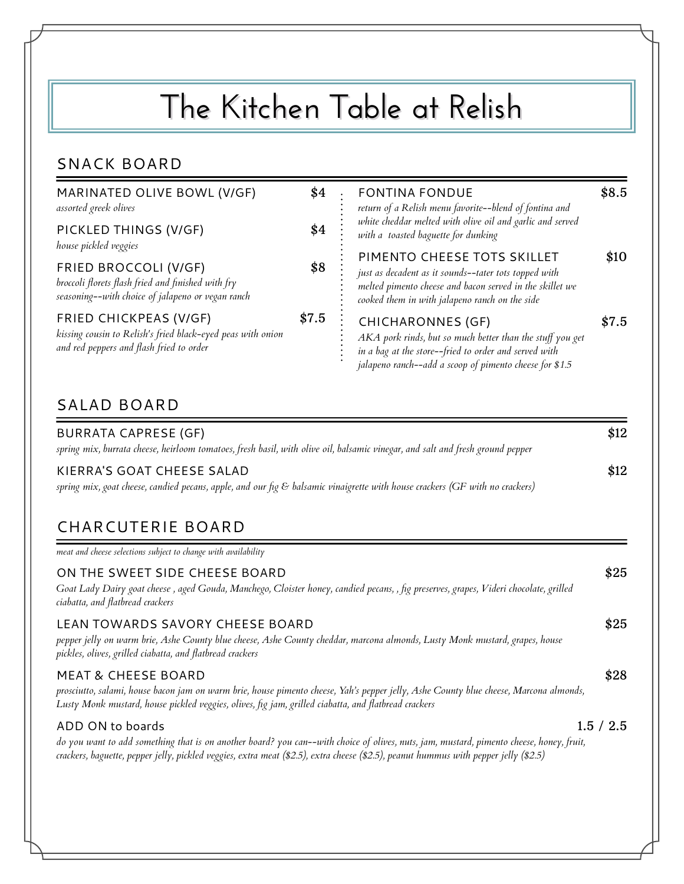# The Kitchen Table at Relish

## SNACK BOARD

**MARINATED OLIVE BOWL (V/GF)** $4
*assorted greek olives*

**PICKLED THINGS (V/GF)** $4
*house pickled veggies*

**FRIED BROCCOLI (V/GF)** $8
*broccoli florets flash fried and finished with fry seasoning--with choice of jalapeno or vegan ranch*

**FRIED CHICKPEAS (V/GF)** $7.5
*kissing cousin to Relish's fried black-eyed peas with onion and red peppers and flash fried to order*

**FONTINA FONDUE** $8.5
*return of a Relish menu favorite--blend of fontina and white cheddar melted with olive oil and garlic and served with a toasted baguette for dunking*

**PIMENTO CHEESE TOTS SKILLET** $10
*just as decadent as it sounds--tater tots topped with melted pimento cheese and bacon served in the skillet we cooked them in with jalapeno ranch on the side*

**CHICHARONNES (GF)** $7.5
*AKA pork rinds, but so much better than the stuff you get in a bag at the store--fried to order and served with jalapeno ranch--add a scoop of pimento cheese for $1.5*

## SALAD BOARD

**BURRATA CAPRESE (GF)** $12
*spring mix, burrata cheese, heirloom tomatoes, fresh basil, with olive oil, balsamic vinegar, and salt and fresh ground pepper*

**KIERRA'S GOAT CHEESE SALAD** $12
*spring mix, goat cheese, candied pecans, apple, and our fig & balsamic vinaigrette with house crackers (GF with no crackers)*

## CHARCUTERIE BOARD

*meat and cheese selections subject to change with availability*

**ON THE SWEET SIDE CHEESE BOARD** $25
*Goat Lady Dairy goat cheese , aged Gouda, Manchego, Cloister honey, candied pecans, , fig preserves, grapes, Videri chocolate, grilled ciabatta, and flatbread crackers*

**LEAN TOWARDS SAVORY CHEESE BOARD** $25
*pepper jelly on warm brie, Ashe County blue cheese, Ashe County cheddar, marcona almonds, Lusty Monk mustard, grapes, house pickles, olives, grilled ciabatta, and flatbread crackers*

**MEAT & CHEESE BOARD** $28
*prosciutto, salami, house bacon jam on warm brie, house pimento cheese, Yah's pepper jelly, Ashe County blue cheese, Marcona almonds, Lusty Monk mustard, house pickled veggies, olives, fig jam, grilled ciabatta, and flatbread crackers*

**ADD ON to boards** 1.5 / 2.5
*do you want to add something that is on another board? you can--with choice of olives, nuts, jam, mustard, pimento cheese, honey, fruit, crackers, baguette, pepper jelly, pickled veggies, extra meat ($2.5), extra cheese ($2.5), peanut hummus with pepper jelly ($2.5)*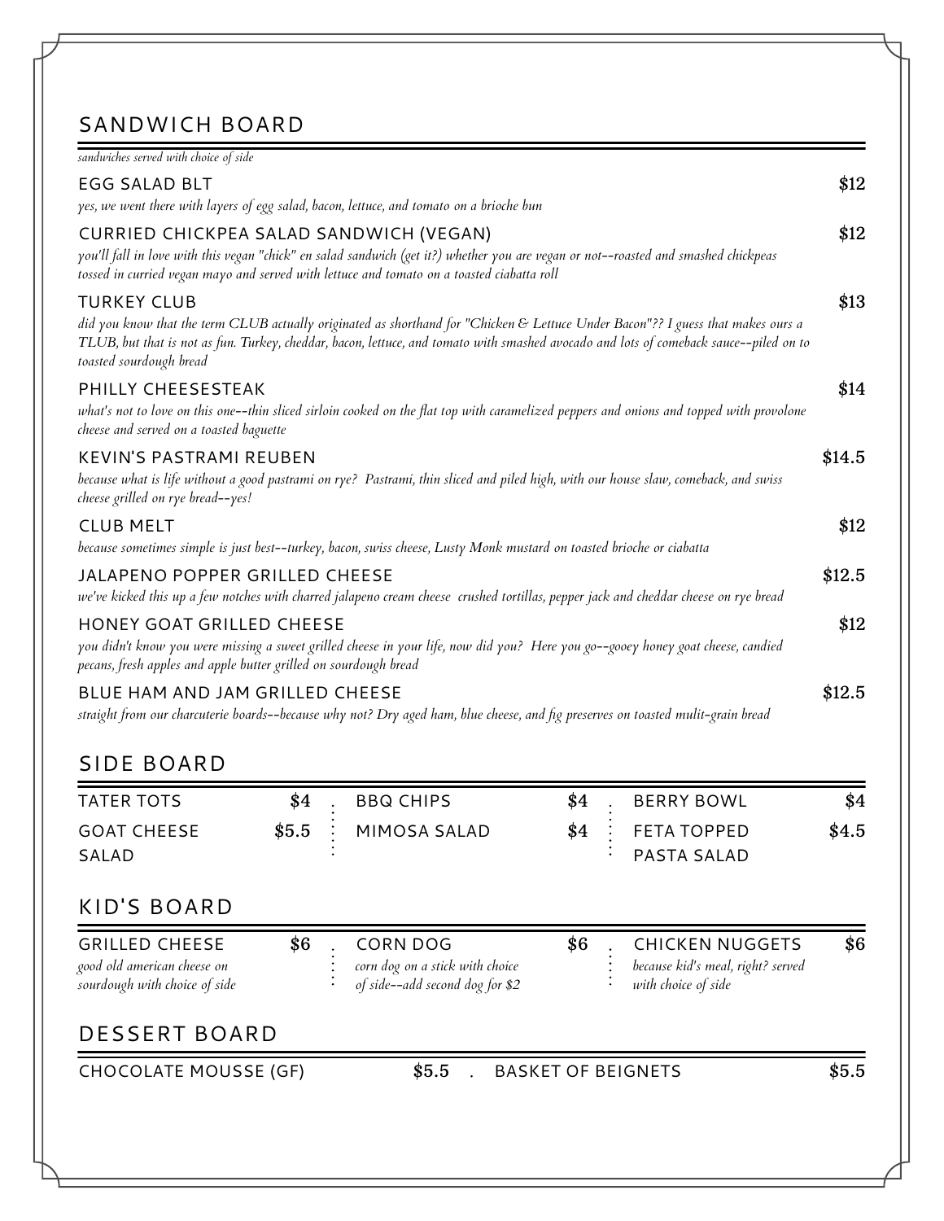## SANDWICH BOARD

*sandwiches served with choice of side*

**EGG SALAD BLT** — $12

*yes, we went there with layers of egg salad, bacon, lettuce, and tomato on a brioche bun*

**CURRIED CHICKPEA SALAD SANDWICH (VEGAN)** — $12

*you'll fall in love with this vegan "chick" en salad sandwich (get it?) whether you are vegan or not--roasted and smashed chickpeas tossed in curried vegan mayo and served with lettuce and tomato on a toasted ciabatta roll*

**TURKEY CLUB** — $13

*did you know that the term CLUB actually originated as shorthand for "Chicken & Lettuce Under Bacon"?? I guess that makes ours a TLUB, but that is not as fun. Turkey, cheddar, bacon, lettuce, and tomato with smashed avocado and lots of comeback sauce--piled on to toasted sourdough bread*

**PHILLY CHEESESTEAK** — $14

*what's not to love on this one--thin sliced sirloin cooked on the flat top with caramelized peppers and onions and topped with provolone cheese and served on a toasted baguette*

**KEVIN'S PASTRAMI REUBEN** — $14.5

*because what is life without a good pastrami on rye? Pastrami, thin sliced and piled high, with our house slaw, comeback, and swiss cheese grilled on rye bread--yes!*

**CLUB MELT** — $12

*because sometimes simple is just best--turkey, bacon, swiss cheese, Lusty Monk mustard on toasted brioche or ciabatta*

**JALAPENO POPPER GRILLED CHEESE** — $12.5

*we've kicked this up a few notches with charred jalapeno cream cheese crushed tortillas, pepper jack and cheddar cheese on rye bread*

**HONEY GOAT GRILLED CHEESE** — $12

*you didn't know you were missing a sweet grilled cheese in your life, now did you? Here you go--gooey honey goat cheese, candied pecans, fresh apples and apple butter grilled on sourdough bread*

**BLUE HAM AND JAM GRILLED CHEESE** — $12.5

*straight from our charcuterie boards--because why not? Dry aged ham, blue cheese, and fig preserves on toasted mulit-grain bread*

## SIDE BOARD

| | | | | | |
|---|---|---|---|---|---|
| TATER TOTS | $4 | BBQ CHIPS | $4 | BERRY BOWL | $4 |
| GOAT CHEESE SALAD | $5.5 | MIMOSA SALAD | $4 | FETA TOPPED PASTA SALAD | $4.5 |

## KID'S BOARD

**GRILLED CHEESE** — $6

*good old american cheese on sourdough with choice of side*

**CORN DOG** — $6

*corn dog on a stick with choice of side--add second dog for $2*

**CHICKEN NUGGETS** — $6

*because kid's meal, right? served with choice of side*

## DESSERT BOARD

| | | | |
|---|---|---|---|
| CHOCOLATE MOUSSE (GF) | $5.5 | BASKET OF BEIGNETS | $5.5 |